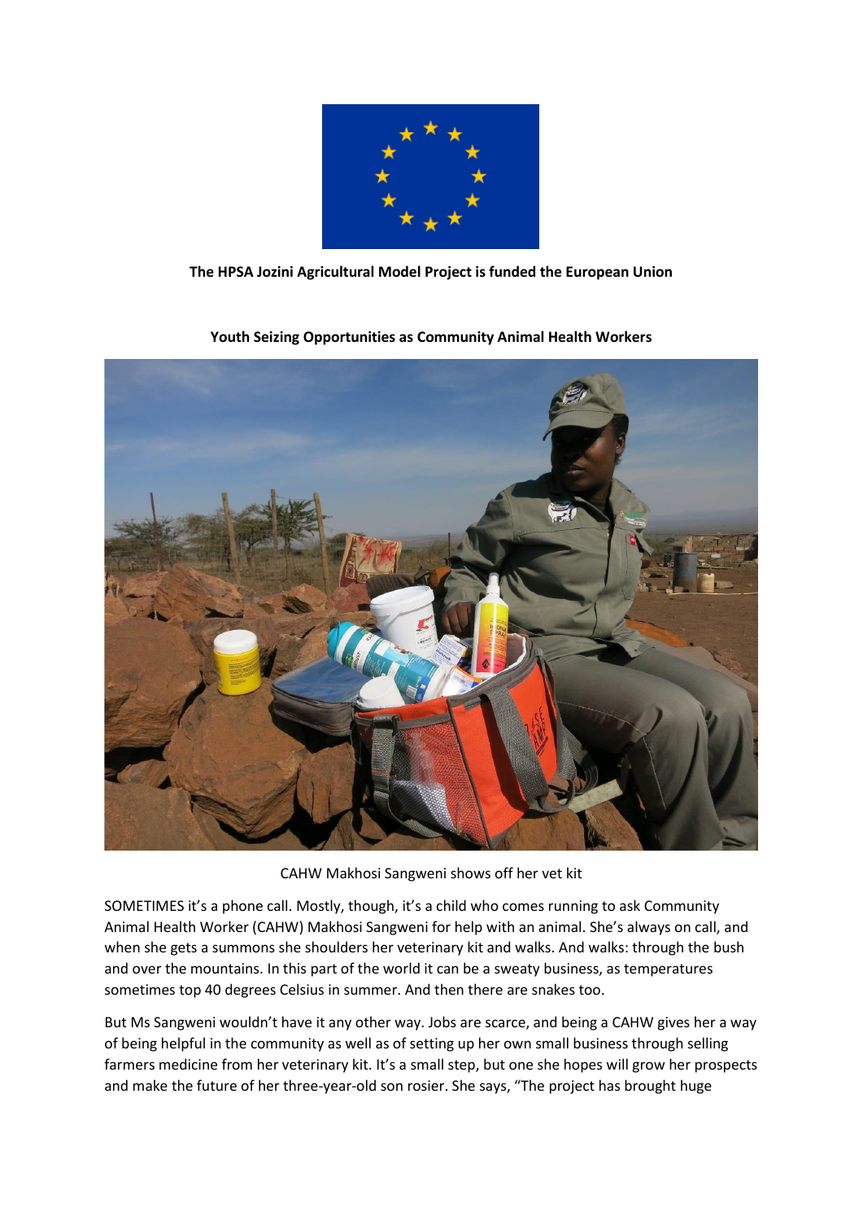**The HPSA Jozini Agricultural Model Project is funded the European Union**

**Youth Seizing Opportunities as Community Animal Health Workers**

CAHW Makhosi Sangweni shows off her vet kit

SOMETIMES it's a phone call. Mostly, though, it's a child who comes running to ask Community Animal Health Worker (CAHW) Makhosi Sangweni for help with an animal. She's always on call, and when she gets a summons she shoulders her veterinary kit and walks. And walks: through the bush and over the mountains. In this part of the world it can be a sweaty business, as temperatures sometimes top 40 degrees Celsius in summer. And then there are snakes too.

But Ms Sangweni wouldn't have it any other way. Jobs are scarce, and being a CAHW gives her a way of being helpful in the community as well as of setting up her own small business through selling farmers medicine from her veterinary kit. It's a small step, but one she hopes will grow her prospects and make the future of her three-year-old son rosier. She says, "The project has brought huge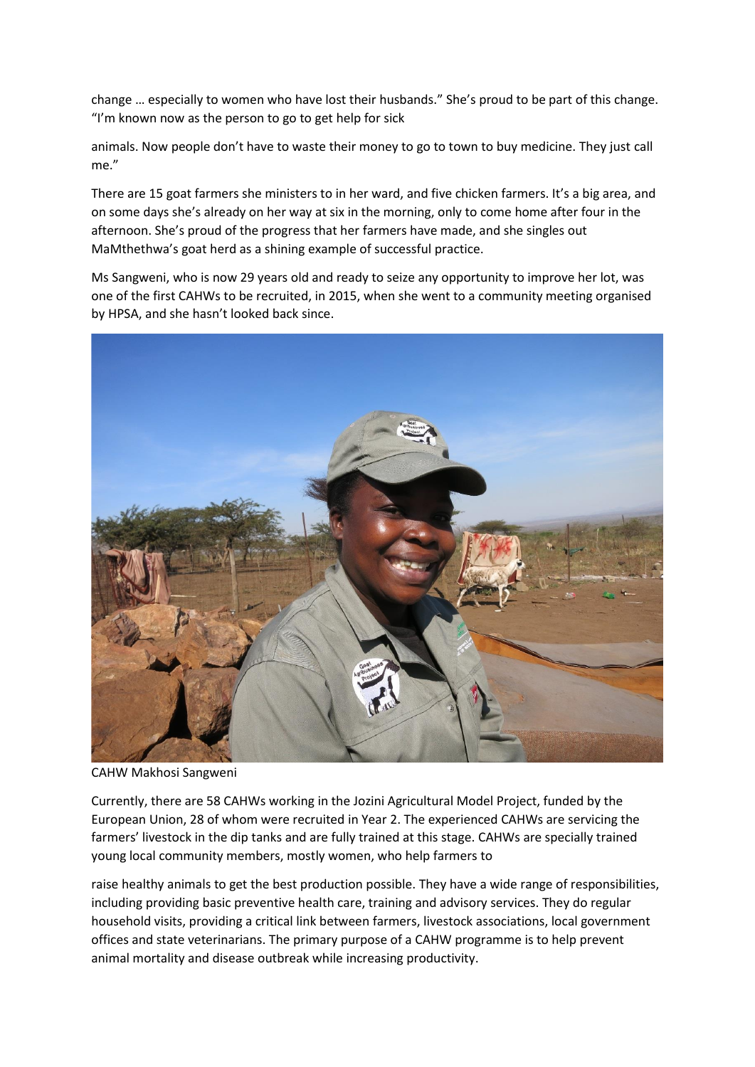change … especially to women who have lost their husbands." She's proud to be part of this change. "I'm known now as the person to go to get help for sick animals. Now people don't have to waste their money to go to town to buy medicine. They just call me."

There are 15 goat farmers she ministers to in her ward, and five chicken farmers. It's a big area, and on some days she's already on her way at six in the morning, only to come home after four in the afternoon. She's proud of the progress that her farmers have made, and she singles out MaMthethwa's goat herd as a shining example of successful practice.

Ms Sangweni, who is now 29 years old and ready to seize any opportunity to improve her lot, was one of the first CAHWs to be recruited, in 2015, when she went to a community meeting organised by HPSA, and she hasn't looked back since.

CAHW Makhosi Sangweni

Currently, there are 58 CAHWs working in the Jozini Agricultural Model Project, funded by the European Union, 28 of whom were recruited in Year 2. The experienced CAHWs are servicing the farmers' livestock in the dip tanks and are fully trained at this stage. CAHWs are specially trained young local community members, mostly women, who help farmers to raise healthy animals to get the best production possible. They have a wide range of responsibilities, including providing basic preventive health care, training and advisory services. They do regular household visits, providing a critical link between farmers, livestock associations, local government offices and state veterinarians. The primary purpose of a CAHW programme is to help prevent animal mortality and disease outbreak while increasing productivity.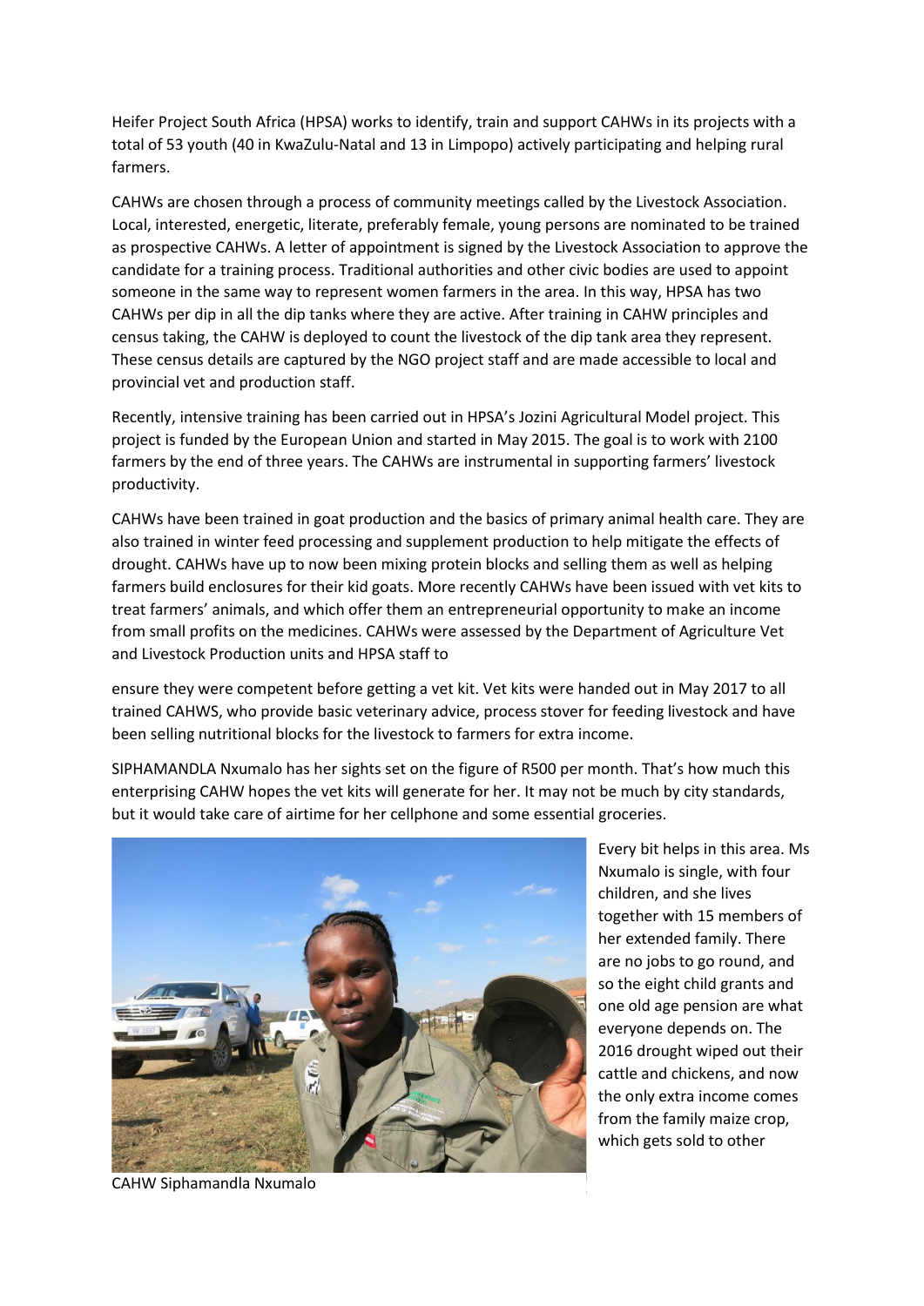Heifer Project South Africa (HPSA) works to identify, train and support CAHWs in its projects with a total of 53 youth (40 in KwaZulu-Natal and 13 in Limpopo) actively participating and helping rural farmers.

CAHWs are chosen through a process of community meetings called by the Livestock Association. Local, interested, energetic, literate, preferably female, young persons are nominated to be trained as prospective CAHWs. A letter of appointment is signed by the Livestock Association to approve the candidate for a training process. Traditional authorities and other civic bodies are used to appoint someone in the same way to represent women farmers in the area. In this way, HPSA has two CAHWs per dip in all the dip tanks where they are active. After training in CAHW principles and census taking, the CAHW is deployed to count the livestock of the dip tank area they represent. These census details are captured by the NGO project staff and are made accessible to local and provincial vet and production staff.

Recently, intensive training has been carried out in HPSA's Jozini Agricultural Model project. This project is funded by the European Union and started in May 2015. The goal is to work with 2100 farmers by the end of three years. The CAHWs are instrumental in supporting farmers' livestock productivity.

CAHWs have been trained in goat production and the basics of primary animal health care. They are also trained in winter feed processing and supplement production to help mitigate the effects of drought. CAHWs have up to now been mixing protein blocks and selling them as well as helping farmers build enclosures for their kid goats. More recently CAHWs have been issued with vet kits to treat farmers' animals, and which offer them an entrepreneurial opportunity to make an income from small profits on the medicines. CAHWs were assessed by the Department of Agriculture Vet and Livestock Production units and HPSA staff to ensure they were competent before getting a vet kit. Vet kits were handed out in May 2017 to all trained CAHWS, who provide basic veterinary advice, process stover for feeding livestock and have been selling nutritional blocks for the livestock to farmers for extra income.

SIPHAMANDLA Nxumalo has her sights set on the figure of R500 per month. That's how much this enterprising CAHW hopes the vet kits will generate for her. It may not be much by city standards, but it would take care of airtime for her cellphone and some essential groceries.

CAHW Siphamandla Nxumalo

Every bit helps in this area. Ms Nxumalo is single, with four children, and she lives together with 15 members of her extended family. There are no jobs to go round, and so the eight child grants and one old age pension are what everyone depends on. The 2016 drought wiped out their cattle and chickens, and now the only extra income comes from the family maize crop, which gets sold to other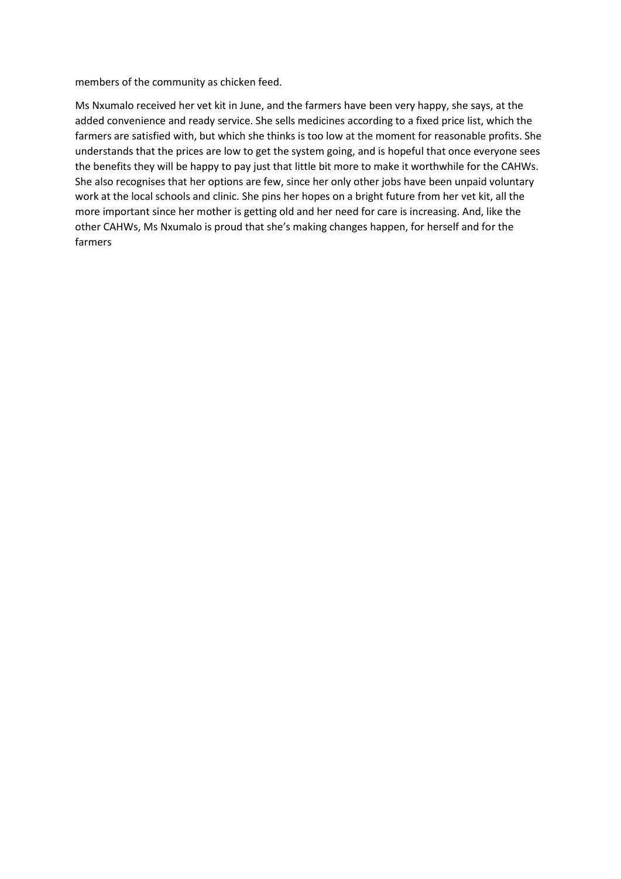members of the community as chicken feed.

Ms Nxumalo received her vet kit in June, and the farmers have been very happy, she says, at the added convenience and ready service. She sells medicines according to a fixed price list, which the farmers are satisfied with, but which she thinks is too low at the moment for reasonable profits. She understands that the prices are low to get the system going, and is hopeful that once everyone sees the benefits they will be happy to pay just that little bit more to make it worthwhile for the CAHWs. She also recognises that her options are few, since her only other jobs have been unpaid voluntary work at the local schools and clinic. She pins her hopes on a bright future from her vet kit, all the more important since her mother is getting old and her need for care is increasing. And, like the other CAHWs, Ms Nxumalo is proud that she's making changes happen, for herself and for the farmers